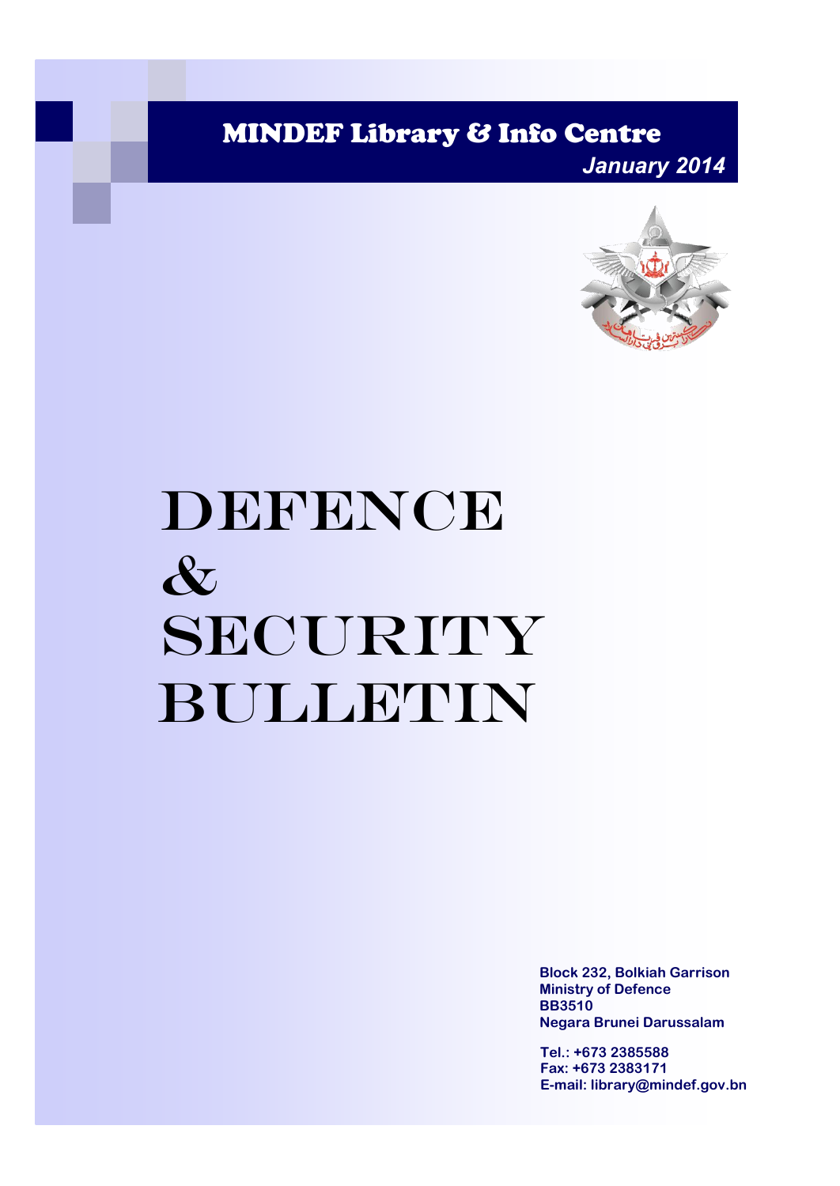MINDEF Library & Info Centre

*January 2014*

# DEFENCE & SECURITY BULLETIN

**Block 232, Bolkiah Garrison**
**Ministry of Defence**
**BB3510**
**Negara Brunei Darussalam**

**Tel.: +673 2385588**
**Fax: +673 2383171**
**E-mail: library@mindef.gov.bn**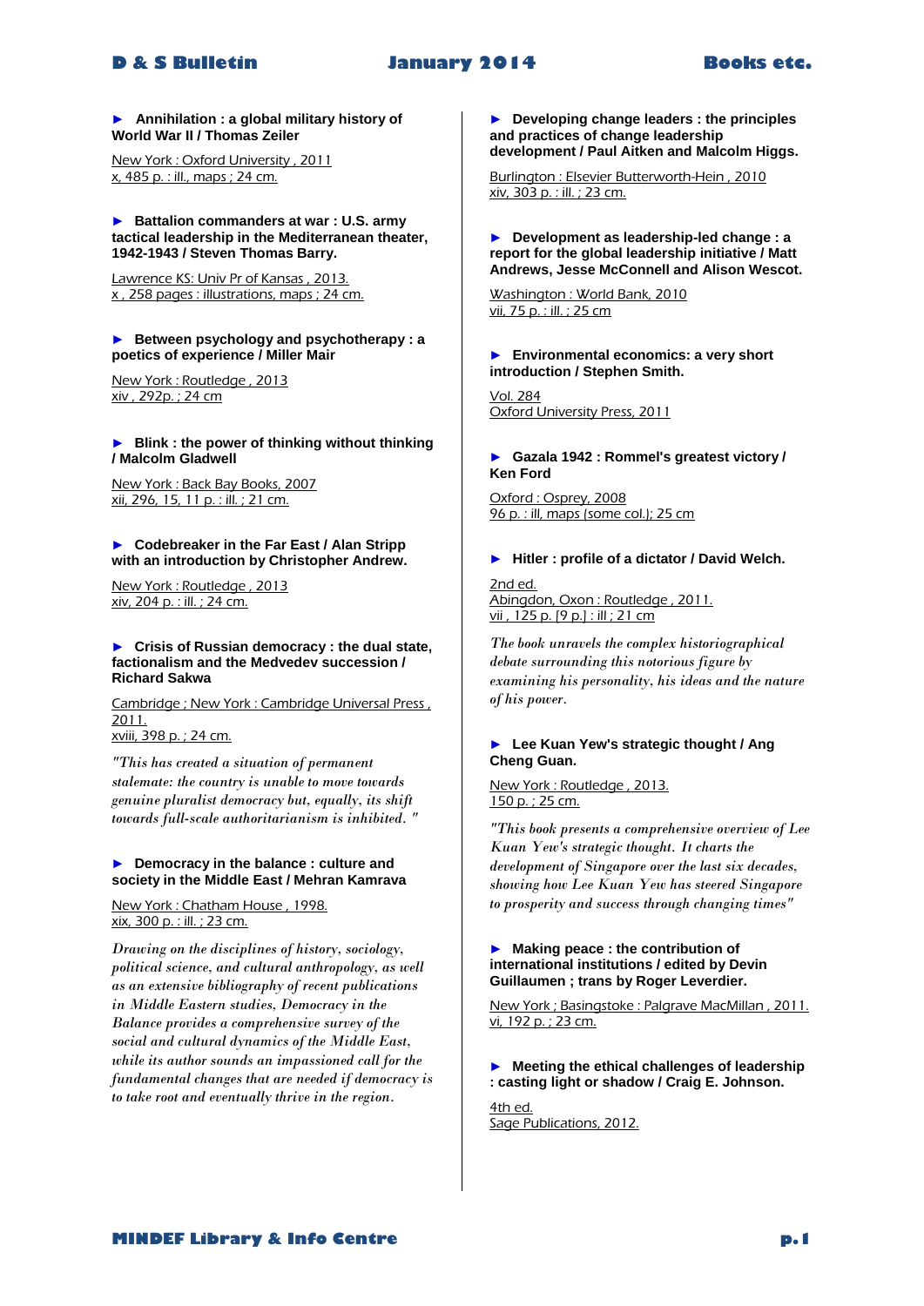► **Annihilation : a global military history of World War II / Thomas Zeiler**

New York : Oxford University , 2011
x, 485 p. : ill., maps ; 24 cm.

► **Battalion commanders at war : U.S. army tactical leadership in the Mediterranean theater, 1942-1943 / Steven Thomas Barry.**

Lawrence KS: Univ Pr of Kansas , 2013.
x , 258 pages : illustrations, maps ; 24 cm.

► **Between psychology and psychotherapy : a poetics of experience / Miller Mair**

New York : Routledge , 2013
xiv , 292p. ; 24 cm

► **Blink : the power of thinking without thinking / Malcolm Gladwell**

New York : Back Bay Books, 2007
xii, 296, 15, 11 p. : ill. ; 21 cm.

► **Codebreaker in the Far East / Alan Stripp with an introduction by Christopher Andrew.**

New York : Routledge , 2013
xiv, 204 p. : ill. ; 24 cm.

► **Crisis of Russian democracy : the dual state, factionalism and the Medvedev succession / Richard Sakwa**

Cambridge ; New York : Cambridge Universal Press , 2011.
xviii, 398 p. ; 24 cm.

*"This has created a situation of permanent stalemate: the country is unable to move towards genuine pluralist democracy but, equally, its shift towards full-scale authoritarianism is inhibited. "*

► **Democracy in the balance : culture and society in the Middle East / Mehran Kamrava**

New York : Chatham House , 1998.
xix, 300 p. : ill. ; 23 cm.

*Drawing on the disciplines of history, sociology, political science, and cultural anthropology, as well as an extensive bibliography of recent publications in Middle Eastern studies, Democracy in the Balance provides a comprehensive survey of the social and cultural dynamics of the Middle East, while its author sounds an impassioned call for the fundamental changes that are needed if democracy is to take root and eventually thrive in the region.*

► **Developing change leaders : the principles and practices of change leadership development / Paul Aitken and Malcolm Higgs.**

Burlington : Elsevier Butterworth-Hein , 2010
xiv, 303 p. : ill. ; 23 cm.

► **Development as leadership-led change : a report for the global leadership initiative / Matt Andrews, Jesse McConnell and Alison Wescot.**

Washington : World Bank, 2010
vii, 75 p. : ill. ; 25 cm

► **Environmental economics: a very short introduction / Stephen Smith.**

Vol. 284
Oxford University Press, 2011

► **Gazala 1942 : Rommel's greatest victory / Ken Ford**

Oxford : Osprey, 2008
96 p. : ill, maps (some col.); 25 cm

► **Hitler : profile of a dictator / David Welch.**

2nd ed.
Abingdon, Oxon : Routledge , 2011.
vii , 125 p. [9 p.] : ill ; 21 cm

*The book unravels the complex historiographical debate surrounding this notorious figure by examining his personality, his ideas and the nature of his power.*

► **Lee Kuan Yew's strategic thought / Ang Cheng Guan.**

New York : Routledge , 2013.
150 p. ; 25 cm.

*"This book presents a comprehensive overview of Lee Kuan Yew's strategic thought. It charts the development of Singapore over the last six decades, showing how Lee Kuan Yew has steered Singapore to prosperity and success through changing times"*

► **Making peace : the contribution of international institutions / edited by Devin Guillaumen ; trans by Roger Leverdier.**

New York ; Basingstoke : Palgrave MacMillan , 2011.
vi, 192 p. ; 23 cm.

► **Meeting the ethical challenges of leadership : casting light or shadow / Craig E. Johnson.**

4th ed.
Sage Publications, 2012.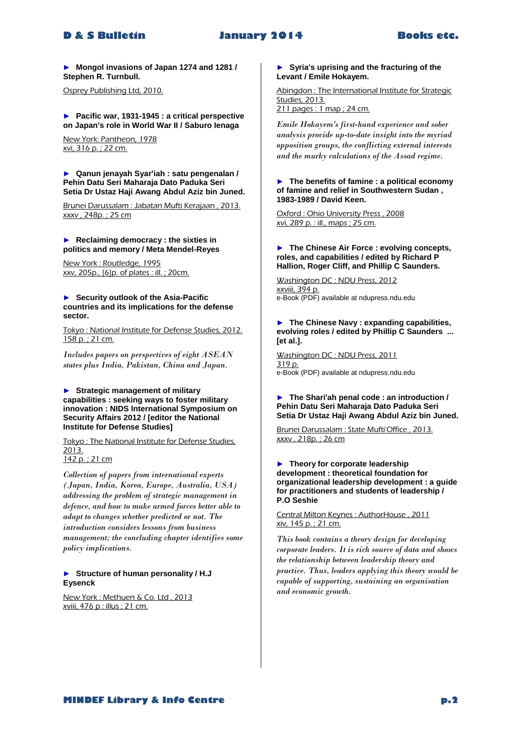► **Mongol invasions of Japan 1274 and 1281 / Stephen R. Turnbull.**

Osprey Publishing Ltd, 2010.

► **Pacific war, 1931-1945 : a critical perspective on Japan's role in World War II / Saburo Ienaga**

New York: Pantheon, 1978
xvi, 316 p. ; 22 cm.

► **Qanun jenayah Syar'iah : satu pengenalan / Pehin Datu Seri Maharaja Dato Paduka Seri Setia Dr Ustaz Haji Awang Abdul Aziz bin Juned.**

Brunei Darussalam : Jabatan Mufti Kerajaan , 2013.
xxxv , 248p. ; 25 cm

► **Reclaiming democracy : the sixties in politics and memory / Meta Mendel-Reyes**

New York : Routledge, 1995
xxv, 205p., [6]p. of plates : ill. ; 20cm.

► **Security outlook of the Asia-Pacific countries and its implications for the defense sector.**

Tokyo : National Institute for Defense Studies, 2012.
158 p. ; 21 cm.

*Includes papers on perspectives of eight ASEAN states plus India, Pakistan, China and Japan.*

► **Strategic management of military capabilities : seeking ways to foster military innovation : NIDS International Symposium on Security Affairs 2012 / [editor the National Institute for Defense Studies]**

Tokyo : The National Institute for Defense Studies, 2013.
142 p. ; 21 cm

*Collection of papers from international experts (Japan, India, Korea, Europe, Australia, USA) addressing the problem of strategic management in defence, and how to make armed forces better able to adapt to changes whether predicted or not. The introduction considers lessons from business management; the concluding chapter identifies some policy implications.*

► **Structure of human personality / H.J Eysenck**

New York : Methuen & Co. Ltd , 2013
xviii, 476 p : illus ; 21 cm.

► **Syria's uprising and the fracturing of the Levant / Emile Hokayem.**

Abingdon : The International Institute for Strategic Studies, 2013.
211 pages : 1 map ; 24 cm.

*Emile Hokayem's first-hand experience and sober analysis provide up-to-date insight into the myriad opposition groups, the conflicting external interests and the murky calculations of the Assad regime.*

► **The benefits of famine : a political economy of famine and relief in Southwestern Sudan , 1983-1989 / David Keen.**

Oxford : Ohio University Press , 2008
xvi, 289 p. : ill., maps ; 25 cm.

► **The Chinese Air Force : evolving concepts, roles, and capabilities / edited by Richard P Hallion, Roger Cliff, and Phillip C Saunders.**

Washington DC : NDU Press, 2012
xxviii, 394 p.
e-Book (PDF) available at ndupress.ndu.edu

► **The Chinese Navy : expanding capabilities, evolving roles / edited by Phillip C Saunders ... [et al.].**

Washington DC : NDU Press, 2011
319 p.
e-Book (PDF) available at ndupress.ndu.edu

► **The Shari'ah penal code : an introduction / Pehin Datu Seri Maharaja Dato Paduka Seri Setia Dr Ustaz Haji Awang Abdul Aziz bin Juned.**

Brunei Darussalam : State Mufti'Office , 2013.
xxxv , 218p. ; 26 cm

► **Theory for corporate leadership development : theoretical foundation for organizational leadership development : a guide for practitioners and students of leadership / P.O Seshie**

Central Milton Keynes : AuthorHouse , 2011
xiv, 145 p. ; 21 cm.

*This book contains a theory design for developing corporate leaders. It is rich source of data and shows the relationship between leadership theory and practice. Thus, leaders applying this theory would be capable of supporting, sustaining an organisation and economic growth.*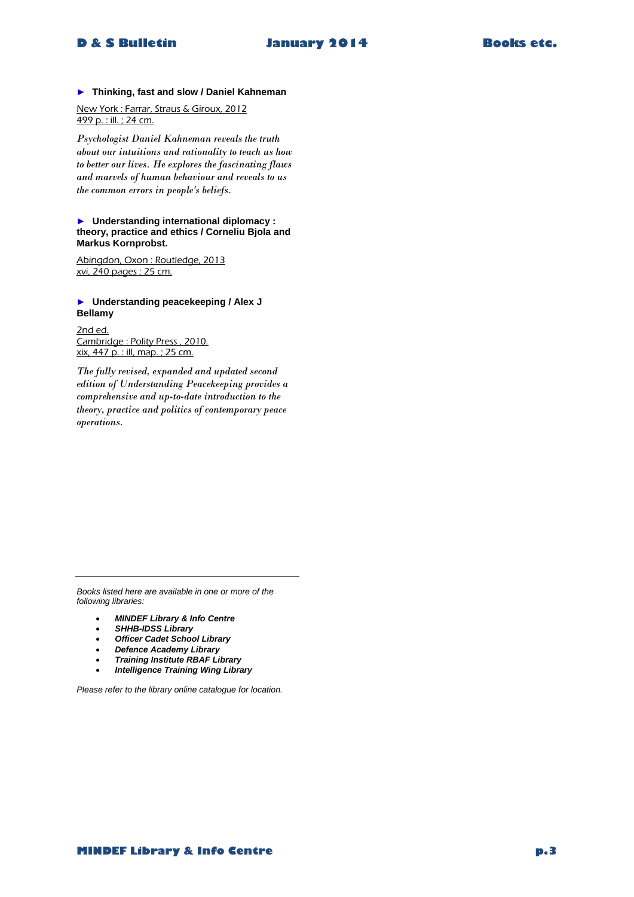► **Thinking, fast and slow / Daniel Kahneman**

New York : Farrar, Straus & Giroux, 2012
499 p. : ill. ; 24 cm.

*Psychologist Daniel Kahneman reveals the truth about our intuitions and rationality to teach us how to better our lives. He explores the fascinating flaws and marvels of human behaviour and reveals to us the common errors in people's beliefs.*

► **Understanding international diplomacy : theory, practice and ethics / Corneliu Bjola and Markus Kornprobst.**

Abingdon, Oxon : Routledge, 2013
xvi, 240 pages ; 25 cm.

► **Understanding peacekeeping / Alex J Bellamy**

2nd ed.
Cambridge : Polity Press , 2010.
xix, 447 p. : ill, map. ; 25 cm.

*The fully revised, expanded and updated second edition of Understanding Peacekeeping provides a comprehensive and up-to-date introduction to the theory, practice and politics of contemporary peace operations.*

---

*Books listed here are available in one or more of the following libraries:*

- ***MINDEF Library & Info Centre***
- ***SHHB-IDSS Library***
- ***Officer Cadet School Library***
- ***Defence Academy Library***
- ***Training Institute RBAF Library***
- ***Intelligence Training Wing Library***

*Please refer to the library online catalogue for location.*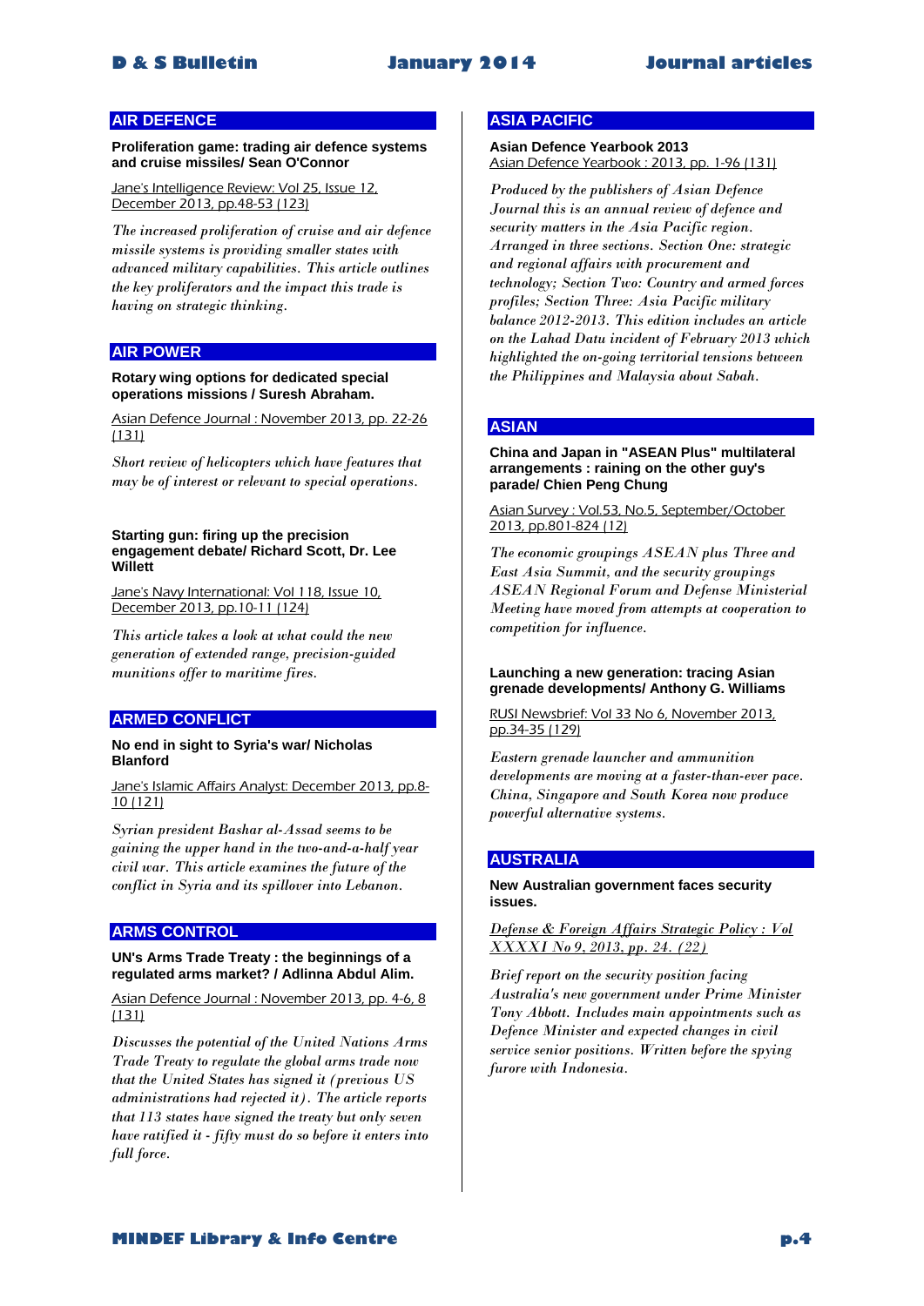## AIR DEFENCE

**Proliferation game: trading air defence systems and cruise missiles/ Sean O'Connor**

Jane's Intelligence Review: Vol 25, Issue 12, December 2013, pp.48-53 (123)

*The increased proliferation of cruise and air defence missile systems is providing smaller states with advanced military capabilities. This article outlines the key proliferators and the impact this trade is having on strategic thinking.*

## AIR POWER

**Rotary wing options for dedicated special operations missions / Suresh Abraham.**

Asian Defence Journal : November 2013, pp. 22-26 (131)

*Short review of helicopters which have features that may be of interest or relevant to special operations.*

**Starting gun: firing up the precision engagement debate/ Richard Scott, Dr. Lee Willett**

Jane's Navy International: Vol 118, Issue 10, December 2013, pp.10-11 (124)

*This article takes a look at what could the new generation of extended range, precision-guided munitions offer to maritime fires.*

## ARMED CONFLICT

**No end in sight to Syria's war/ Nicholas Blanford**

Jane's Islamic Affairs Analyst: December 2013, pp.8-10 (121)

*Syrian president Bashar al-Assad seems to be gaining the upper hand in the two-and-a-half year civil war. This article examines the future of the conflict in Syria and its spillover into Lebanon.*

## ARMS CONTROL

**UN's Arms Trade Treaty : the beginnings of a regulated arms market? / Adlinna Abdul Alim.**

Asian Defence Journal : November 2013, pp. 4-6, 8 (131)

*Discusses the potential of the United Nations Arms Trade Treaty to regulate the global arms trade now that the United States has signed it (previous US administrations had rejected it). The article reports that 113 states have signed the treaty but only seven have ratified it - fifty must do so before it enters into full force.*

## ASIA PACIFIC

**Asian Defence Yearbook 2013**

Asian Defence Yearbook : 2013, pp. 1-96 (131)

*Produced by the publishers of Asian Defence Journal this is an annual review of defence and security matters in the Asia Pacific region. Arranged in three sections. Section One: strategic and regional affairs with procurement and technology; Section Two: Country and armed forces profiles; Section Three: Asia Pacific military balance 2012-2013. This edition includes an article on the Lahad Datu incident of February 2013 which highlighted the on-going territorial tensions between the Philippines and Malaysia about Sabah.*

## ASIAN

**China and Japan in "ASEAN Plus" multilateral arrangements : raining on the other guy's parade/ Chien Peng Chung**

Asian Survey : Vol.53, No.5, September/October 2013, pp.801-824 (12)

*The economic groupings ASEAN plus Three and East Asia Summit, and the security groupings ASEAN Regional Forum and Defense Ministerial Meeting have moved from attempts at cooperation to competition for influence.*

**Launching a new generation: tracing Asian grenade developments/ Anthony G. Williams**

RUSI Newsbrief: Vol 33 No 6, November 2013, pp.34-35 (129)

*Eastern grenade launcher and ammunition developments are moving at a faster-than-ever pace. China, Singapore and South Korea now produce powerful alternative systems.*

## AUSTRALIA

**New Australian government faces security issues.**

Defense & Foreign Affairs Strategic Policy : Vol XXXXI No 9, 2013, pp. 24. (22)

*Brief report on the security position facing Australia's new government under Prime Minister Tony Abbott. Includes main appointments such as Defence Minister and expected changes in civil service senior positions. Written before the spying furore with Indonesia.*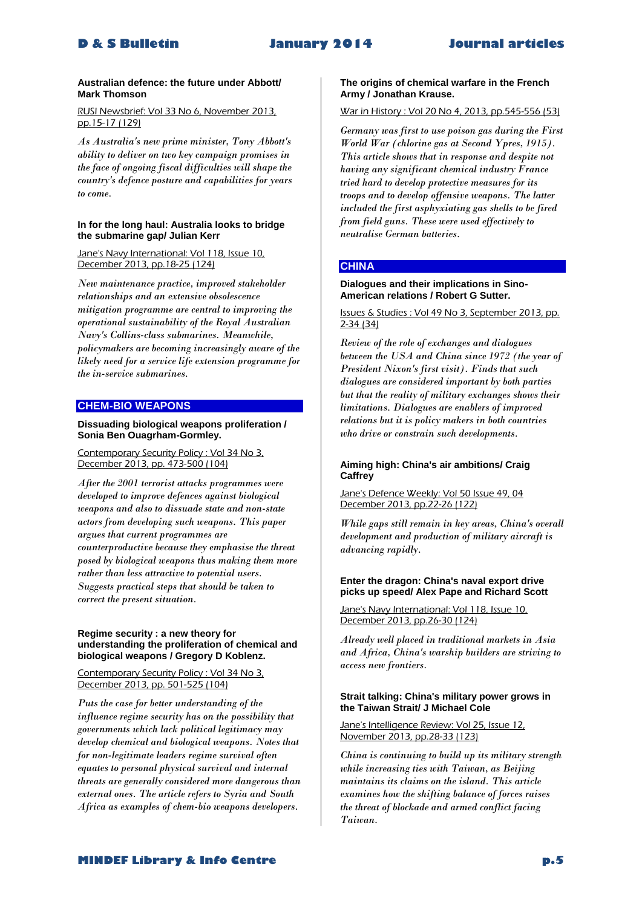**Australian defence: the future under Abbott/ Mark Thomson**

RUSI Newsbrief: Vol 33 No 6, November 2013, pp.15-17 (129)

*As Australia's new prime minister, Tony Abbott's ability to deliver on two key campaign promises in the face of ongoing fiscal difficulties will shape the country's defence posture and capabilities for years to come.*

**In for the long haul: Australia looks to bridge the submarine gap/ Julian Kerr**

Jane's Navy International: Vol 118, Issue 10, December 2013, pp.18-25 (124)

*New maintenance practice, improved stakeholder relationships and an extensive obsolescence mitigation programme are central to improving the operational sustainability of the Royal Australian Navy's Collins-class submarines. Meanwhile, policymakers are becoming increasingly aware of the likely need for a service life extension programme for the in-service submarines.*

## CHEM-BIO WEAPONS

**Dissuading biological weapons proliferation / Sonia Ben Ouagrham-Gormley.**

Contemporary Security Policy : Vol 34 No 3, December 2013, pp. 473-500 (104)

*After the 2001 terrorist attacks programmes were developed to improve defences against biological weapons and also to dissuade state and non-state actors from developing such weapons. This paper argues that current programmes are counterproductive because they emphasise the threat posed by biological weapons thus making them more rather than less attractive to potential users. Suggests practical steps that should be taken to correct the present situation.*

**Regime security : a new theory for understanding the proliferation of chemical and biological weapons / Gregory D Koblenz.**

Contemporary Security Policy : Vol 34 No 3, December 2013, pp. 501-525 (104)

*Puts the case for better understanding of the influence regime security has on the possibility that governments which lack political legitimacy may develop chemical and biological weapons. Notes that for non-legitimate leaders regime survival often equates to personal physical survival and internal threats are generally considered more dangerous than external ones. The article refers to Syria and South Africa as examples of chem-bio weapons developers.*

**The origins of chemical warfare in the French Army / Jonathan Krause.**

War in History : Vol 20 No 4, 2013, pp.545-556 (53)

*Germany was first to use poison gas during the First World War (chlorine gas at Second Ypres, 1915). This article shows that in response and despite not having any significant chemical industry France tried hard to develop protective measures for its troops and to develop offensive weapons. The latter included the first asphyxiating gas shells to be fired from field guns. These were used effectively to neutralise German batteries.*

## CHINA

**Dialogues and their implications in Sino-American relations / Robert G Sutter.**

Issues & Studies : Vol 49 No 3, September 2013, pp. 2-34 (34)

*Review of the role of exchanges and dialogues between the USA and China since 1972 (the year of President Nixon's first visit). Finds that such dialogues are considered important by both parties but that the reality of military exchanges shows their limitations. Dialogues are enablers of improved relations but it is policy makers in both countries who drive or constrain such developments.*

**Aiming high: China's air ambitions/ Craig Caffrey**

Jane's Defence Weekly: Vol 50 Issue 49, 04 December 2013, pp.22-26 (122)

*While gaps still remain in key areas, China's overall development and production of military aircraft is advancing rapidly.*

**Enter the dragon: China's naval export drive picks up speed/ Alex Pape and Richard Scott**

Jane's Navy International: Vol 118, Issue 10, December 2013, pp.26-30 (124)

*Already well placed in traditional markets in Asia and Africa, China's warship builders are striving to access new frontiers.*

**Strait talking: China's military power grows in the Taiwan Strait/ J Michael Cole**

Jane's Intelligence Review: Vol 25, Issue 12, November 2013, pp.28-33 (123)

*China is continuing to build up its military strength while increasing ties with Taiwan, as Beijing maintains its claims on the island. This article examines how the shifting balance of forces raises the threat of blockade and armed conflict facing Taiwan.*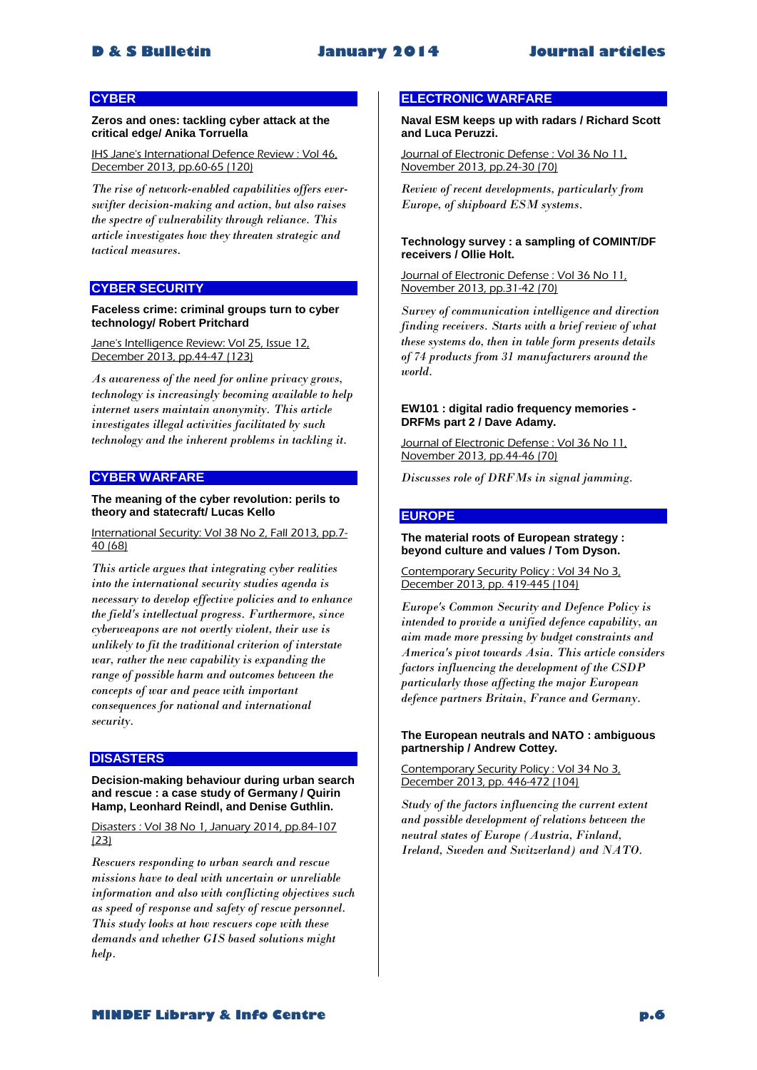## CYBER

**Zeros and ones: tackling cyber attack at the critical edge/ Anika Torruella**

IHS Jane's International Defence Review : Vol 46, December 2013, pp.60-65 (120)

*The rise of network-enabled capabilities offers ever-swifter decision-making and action, but also raises the spectre of vulnerability through reliance. This article investigates how they threaten strategic and tactical measures.*

## CYBER SECURITY

**Faceless crime: criminal groups turn to cyber technology/ Robert Pritchard**

Jane's Intelligence Review: Vol 25, Issue 12, December 2013, pp.44-47 (123)

*As awareness of the need for online privacy grows, technology is increasingly becoming available to help internet users maintain anonymity. This article investigates illegal activities facilitated by such technology and the inherent problems in tackling it.*

## CYBER WARFARE

**The meaning of the cyber revolution: perils to theory and statecraft/ Lucas Kello**

International Security: Vol 38 No 2, Fall 2013, pp.7-40 (68)

*This article argues that integrating cyber realities into the international security studies agenda is necessary to develop effective policies and to enhance the field's intellectual progress. Furthermore, since cyberweapons are not overtly violent, their use is unlikely to fit the traditional criterion of interstate war, rather the new capability is expanding the range of possible harm and outcomes between the concepts of war and peace with important consequences for national and international security.*

## DISASTERS

**Decision-making behaviour during urban search and rescue : a case study of Germany / Quirin Hamp, Leonhard Reindl, and Denise Guthlin.**

Disasters : Vol 38 No 1, January 2014, pp.84-107 (23)

*Rescuers responding to urban search and rescue missions have to deal with uncertain or unreliable information and also with conflicting objectives such as speed of response and safety of rescue personnel. This study looks at how rescuers cope with these demands and whether GIS based solutions might help.*

## ELECTRONIC WARFARE

**Naval ESM keeps up with radars / Richard Scott and Luca Peruzzi.**

Journal of Electronic Defense : Vol 36 No 11, November 2013, pp.24-30 (70)

*Review of recent developments, particularly from Europe, of shipboard ESM systems.*

**Technology survey : a sampling of COMINT/DF receivers / Ollie Holt.**

Journal of Electronic Defense : Vol 36 No 11, November 2013, pp.31-42 (70)

*Survey of communication intelligence and direction finding receivers. Starts with a brief review of what these systems do, then in table form presents details of 74 products from 31 manufacturers around the world.*

**EW101 : digital radio frequency memories - DRFMs part 2 / Dave Adamy.**

Journal of Electronic Defense : Vol 36 No 11, November 2013, pp.44-46 (70)

*Discusses role of DRFMs in signal jamming.*

## EUROPE

**The material roots of European strategy : beyond culture and values / Tom Dyson.**

Contemporary Security Policy : Vol 34 No 3, December 2013, pp. 419-445 (104)

*Europe's Common Security and Defence Policy is intended to provide a unified defence capability, an aim made more pressing by budget constraints and America's pivot towards Asia. This article considers factors influencing the development of the CSDP particularly those affecting the major European defence partners Britain, France and Germany.*

**The European neutrals and NATO : ambiguous partnership / Andrew Cottey.**

Contemporary Security Policy : Vol 34 No 3, December 2013, pp. 446-472 (104)

*Study of the factors influencing the current extent and possible development of relations between the neutral states of Europe (Austria, Finland, Ireland, Sweden and Switzerland) and NATO.*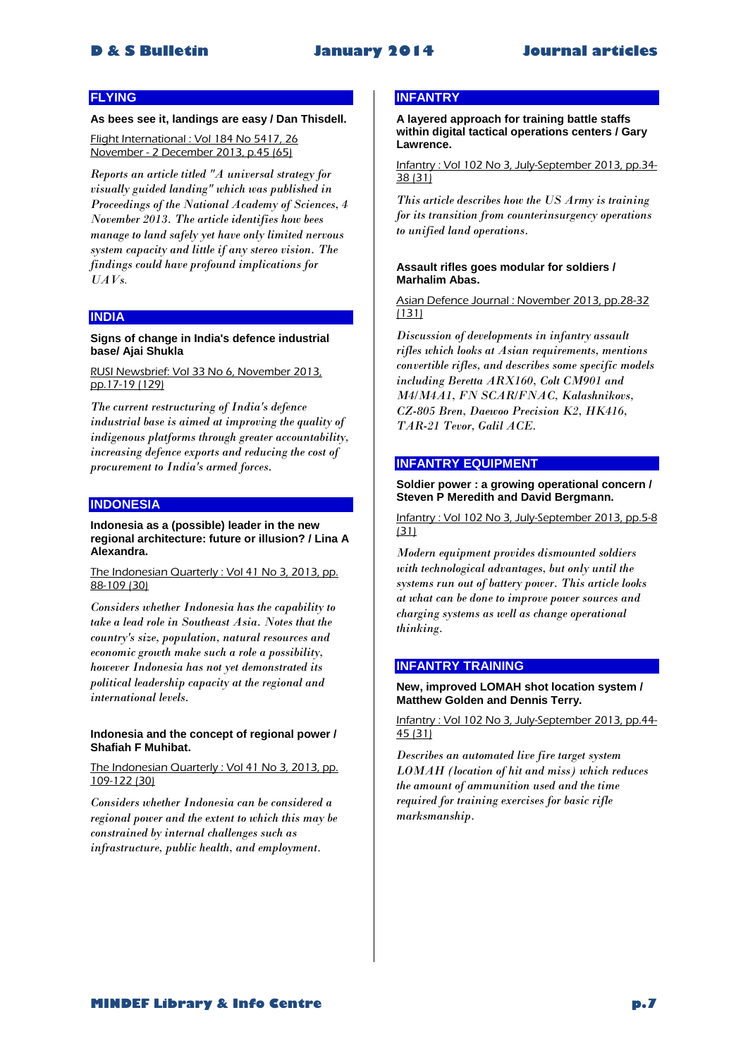## FLYING

**As bees see it, landings are easy / Dan Thisdell.**

Flight International : Vol 184 No 5417, 26 November - 2 December 2013, p.45 (65)

*Reports an article titled "A universal strategy for visually guided landing" which was published in Proceedings of the National Academy of Sciences, 4 November 2013. The article identifies how bees manage to land safely yet have only limited nervous system capacity and little if any stereo vision. The findings could have profound implications for UAVs.*

## INDIA

**Signs of change in India's defence industrial base/ Ajai Shukla**

RUSI Newsbrief: Vol 33 No 6, November 2013, pp.17-19 (129)

*The current restructuring of India's defence industrial base is aimed at improving the quality of indigenous platforms through greater accountability, increasing defence exports and reducing the cost of procurement to India's armed forces.*

## INDONESIA

**Indonesia as a (possible) leader in the new regional architecture: future or illusion? / Lina A Alexandra.**

The Indonesian Quarterly : Vol 41 No 3, 2013, pp. 88-109 (30)

*Considers whether Indonesia has the capability to take a lead role in Southeast Asia. Notes that the country's size, population, natural resources and economic growth make such a role a possibility, however Indonesia has not yet demonstrated its political leadership capacity at the regional and international levels.*

**Indonesia and the concept of regional power / Shafiah F Muhibat.**

The Indonesian Quarterly : Vol 41 No 3, 2013, pp. 109-122 (30)

*Considers whether Indonesia can be considered a regional power and the extent to which this may be constrained by internal challenges such as infrastructure, public health, and employment.*

## INFANTRY

**A layered approach for training battle staffs within digital tactical operations centers / Gary Lawrence.**

Infantry : Vol 102 No 3, July-September 2013, pp.34-38 (31)

*This article describes how the US Army is training for its transition from counterinsurgency operations to unified land operations.*

**Assault rifles goes modular for soldiers / Marhalim Abas.**

Asian Defence Journal : November 2013, pp.28-32 (131)

*Discussion of developments in infantry assault rifles which looks at Asian requirements, mentions convertible rifles, and describes some specific models including Beretta ARX160, Colt CM901 and M4/M4A1, FN SCAR/FNAC, Kalashnikovs, CZ-805 Bren, Daewoo Precision K2, HK416, TAR-21 Tevor, Galil ACE.*

## INFANTRY EQUIPMENT

**Soldier power : a growing operational concern / Steven P Meredith and David Bergmann.**

Infantry : Vol 102 No 3, July-September 2013, pp.5-8 (31)

*Modern equipment provides dismounted soldiers with technological advantages, but only until the systems run out of battery power. This article looks at what can be done to improve power sources and charging systems as well as change operational thinking.*

## INFANTRY TRAINING

**New, improved LOMAH shot location system / Matthew Golden and Dennis Terry.**

Infantry : Vol 102 No 3, July-September 2013, pp.44-45 (31)

*Describes an automated live fire target system LOMAH (location of hit and miss) which reduces the amount of ammunition used and the time required for training exercises for basic rifle marksmanship.*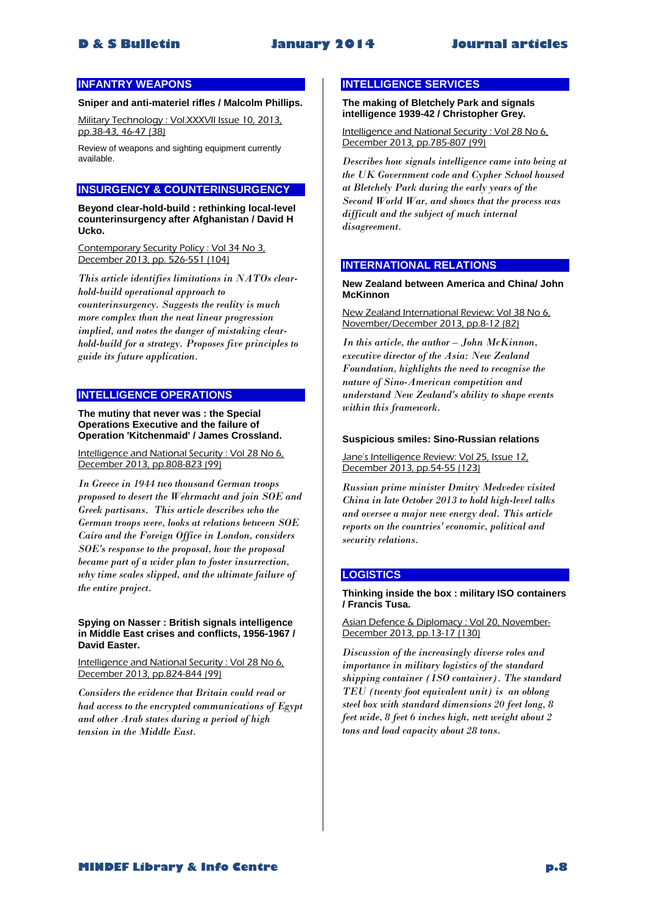## INFANTRY WEAPONS

**Sniper and anti-materiel rifles / Malcolm Phillips.**

Military Technology : Vol.XXXVII Issue 10, 2013, pp.38-43, 46-47 (38)

Review of weapons and sighting equipment currently available.

## INSURGENCY & COUNTERINSURGENCY

**Beyond clear-hold-build : rethinking local-level counterinsurgency after Afghanistan / David H Ucko.**

Contemporary Security Policy : Vol 34 No 3, December 2013, pp. 526-551 (104)

*This article identifies limitations in NATOs clear-hold-build operational approach to counterinsurgency. Suggests the reality is much more complex than the neat linear progression implied, and notes the danger of mistaking clear-hold-build for a strategy. Proposes five principles to guide its future application.*

## INTELLIGENCE OPERATIONS

**The mutiny that never was : the Special Operations Executive and the failure of Operation 'Kitchenmaid' / James Crossland.**

Intelligence and National Security : Vol 28 No 6, December 2013, pp.808-823 (99)

*In Greece in 1944 two thousand German troops proposed to desert the Wehrmacht and join SOE and Greek partisans. This article describes who the German troops were, looks at relations between SOE Cairo and the Foreign Office in London, considers SOE's response to the proposal, how the proposal became part of a wider plan to foster insurrection, why time scales slipped, and the ultimate failure of the entire project.*

**Spying on Nasser : British signals intelligence in Middle East crises and conflicts, 1956-1967 / David Easter.**

Intelligence and National Security : Vol 28 No 6, December 2013, pp.824-844 (99)

*Considers the evidence that Britain could read or had access to the encrypted communications of Egypt and other Arab states during a period of high tension in the Middle East.*

## INTELLIGENCE SERVICES

**The making of Bletchely Park and signals intelligence 1939-42 / Christopher Grey.**

Intelligence and National Security : Vol 28 No 6, December 2013, pp.785-807 (99)

*Describes how signals intelligence came into being at the UK Government code and Cypher School housed at Bletchely Park during the early years of the Second World War, and shows that the process was difficult and the subject of much internal disagreement.*

## INTERNATIONAL RELATIONS

**New Zealand between America and China/ John McKinnon**

New Zealand International Review: Vol 38 No 6, November/December 2013, pp.8-12 (82)

*In this article, the author – John McKinnon, executive director of the Asia: New Zealand Foundation, highlights the need to recognise the nature of Sino-American competition and understand New Zealand's ability to shape events within this framework.*

**Suspicious smiles: Sino-Russian relations**

Jane's Intelligence Review: Vol 25, Issue 12, December 2013, pp.54-55 (123)

*Russian prime minister Dmitry Medvedev visited China in late October 2013 to hold high-level talks and oversee a major new energy deal. This article reports on the countries' economic, political and security relations.*

## LOGISTICS

**Thinking inside the box : military ISO containers / Francis Tusa.**

Asian Defence & Diplomacy : Vol 20, November-December 2013, pp.13-17 (130)

*Discussion of the increasingly diverse roles and importance in military logistics of the standard shipping container (ISO container). The standard TEU (twenty foot equivalent unit) is an oblong steel box with standard dimensions 20 feet long, 8 feet wide, 8 feet 6 inches high, nett weight about 2 tons and load capacity about 28 tons.*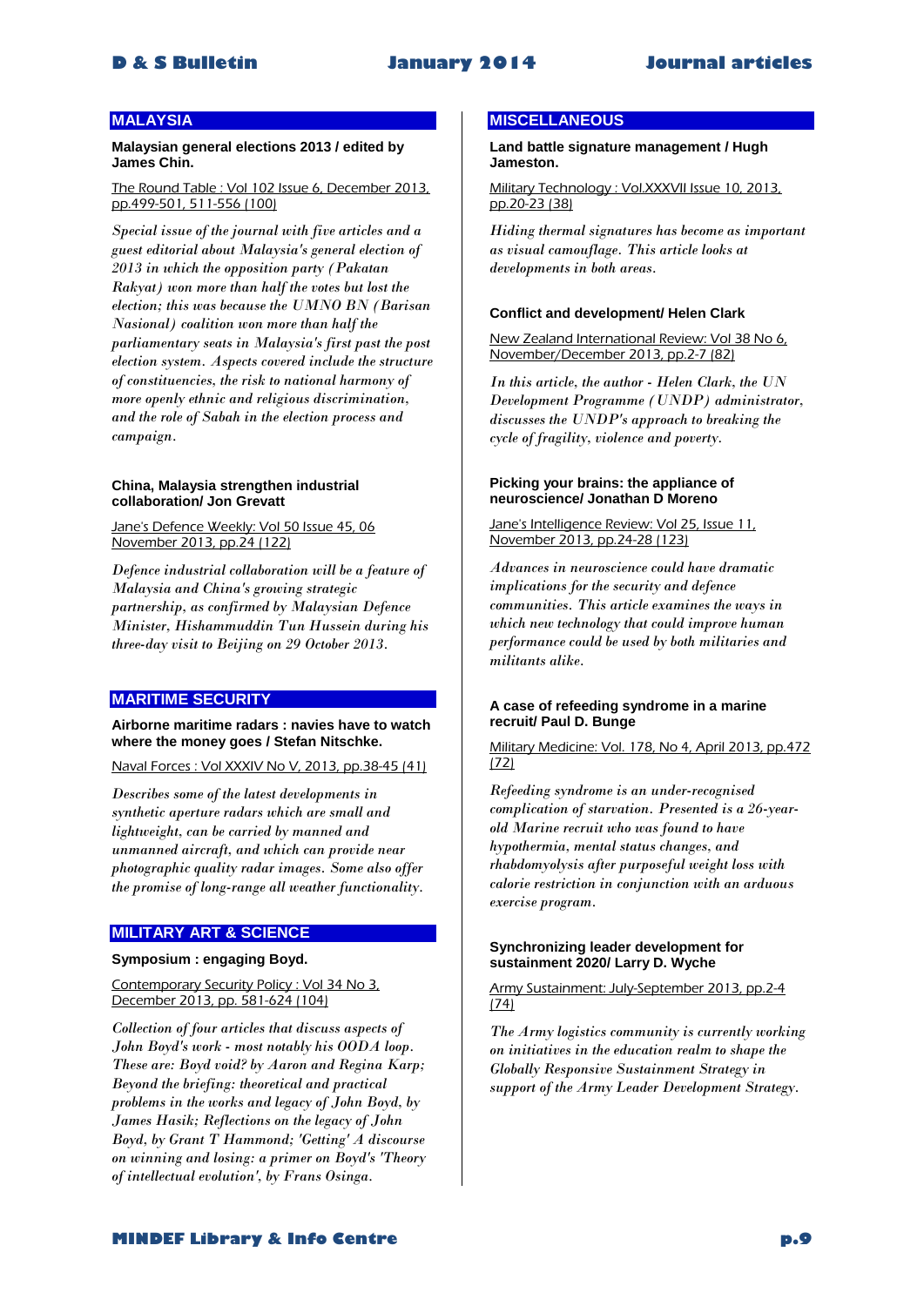## MALAYSIA

**Malaysian general elections 2013 / edited by James Chin.**

The Round Table : Vol 102 Issue 6, December 2013, pp.499-501, 511-556 (100)

*Special issue of the journal with five articles and a guest editorial about Malaysia's general election of 2013 in which the opposition party (Pakatan Rakyat) won more than half the votes but lost the election; this was because the UMNO BN (Barisan Nasional) coalition won more than half the parliamentary seats in Malaysia's first past the post election system. Aspects covered include the structure of constituencies, the risk to national harmony of more openly ethnic and religious discrimination, and the role of Sabah in the election process and campaign.*

**China, Malaysia strengthen industrial collaboration/ Jon Grevatt**

Jane's Defence Weekly: Vol 50 Issue 45, 06 November 2013, pp.24 (122)

*Defence industrial collaboration will be a feature of Malaysia and China's growing strategic partnership, as confirmed by Malaysian Defence Minister, Hishammuddin Tun Hussein during his three-day visit to Beijing on 29 October 2013.*

## MARITIME SECURITY

**Airborne maritime radars : navies have to watch where the money goes / Stefan Nitschke.**

Naval Forces : Vol XXXIV No V, 2013, pp.38-45 (41)

*Describes some of the latest developments in synthetic aperture radars which are small and lightweight, can be carried by manned and unmanned aircraft, and which can provide near photographic quality radar images. Some also offer the promise of long-range all weather functionality.*

## MILITARY ART & SCIENCE

**Symposium : engaging Boyd.**

Contemporary Security Policy : Vol 34 No 3, December 2013, pp. 581-624 (104)

*Collection of four articles that discuss aspects of John Boyd's work - most notably his OODA loop. These are: Boyd void? by Aaron and Regina Karp; Beyond the briefing: theoretical and practical problems in the works and legacy of John Boyd, by James Hasik; Reflections on the legacy of John Boyd, by Grant T Hammond; 'Getting' A discourse on winning and losing: a primer on Boyd's 'Theory of intellectual evolution', by Frans Osinga.*

## MISCELLANEOUS

**Land battle signature management / Hugh Jameston.**

Military Technology : Vol.XXXVII Issue 10, 2013, pp.20-23 (38)

*Hiding thermal signatures has become as important as visual camouflage. This article looks at developments in both areas.*

**Conflict and development/ Helen Clark**

New Zealand International Review: Vol 38 No 6, November/December 2013, pp.2-7 (82)

*In this article, the author - Helen Clark, the UN Development Programme (UNDP) administrator, discusses the UNDP's approach to breaking the cycle of fragility, violence and poverty.*

**Picking your brains: the appliance of neuroscience/ Jonathan D Moreno**

Jane's Intelligence Review: Vol 25, Issue 11, November 2013, pp.24-28 (123)

*Advances in neuroscience could have dramatic implications for the security and defence communities. This article examines the ways in which new technology that could improve human performance could be used by both militaries and militants alike.*

**A case of refeeding syndrome in a marine recruit/ Paul D. Bunge**

Military Medicine: Vol. 178, No 4, April 2013, pp.472 (72)

*Refeeding syndrome is an under-recognised complication of starvation. Presented is a 26-year-old Marine recruit who was found to have hypothermia, mental status changes, and rhabdomyolysis after purposeful weight loss with calorie restriction in conjunction with an arduous exercise program.*

**Synchronizing leader development for sustainment 2020/ Larry D. Wyche**

Army Sustainment: July-September 2013, pp.2-4 (74)

*The Army logistics community is currently working on initiatives in the education realm to shape the Globally Responsive Sustainment Strategy in support of the Army Leader Development Strategy.*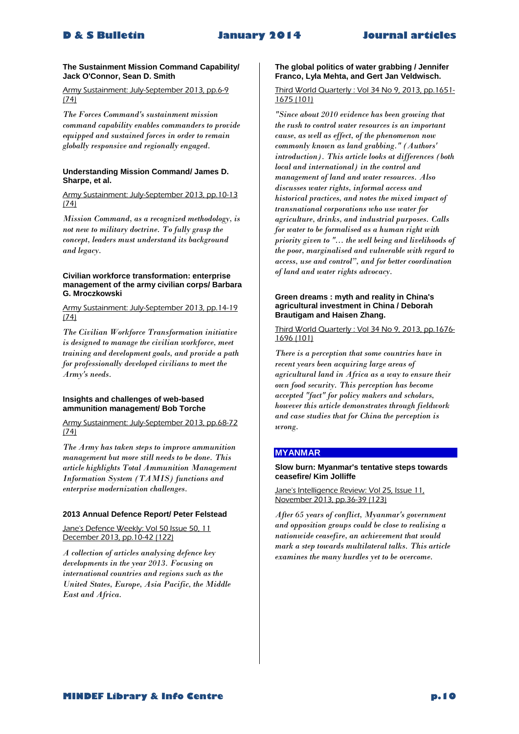**The Sustainment Mission Command Capability/ Jack O'Connor, Sean D. Smith**

Army Sustainment: July-September 2013, pp.6-9 (74)

*The Forces Command's sustainment mission command capability enables commanders to provide equipped and sustained forces in order to remain globally responsive and regionally engaged.*

**Understanding Mission Command/ James D. Sharpe, et al.**

Army Sustainment: July-September 2013, pp.10-13 (74)

*Mission Command, as a recognized methodology, is not new to military doctrine. To fully grasp the concept, leaders must understand its background and legacy.*

**Civilian workforce transformation: enterprise management of the army civilian corps/ Barbara G. Mroczkowski**

Army Sustainment: July-September 2013, pp.14-19 (74)

*The Civilian Workforce Transformation initiative is designed to manage the civilian workforce, meet training and development goals, and provide a path for professionally developed civilians to meet the Army's needs.*

**Insights and challenges of web-based ammunition management/ Bob Torche**

Army Sustainment: July-September 2013, pp.68-72 (74)

*The Army has taken steps to improve ammunition management but more still needs to be done. This article highlights Total Ammunition Management Information System (TAMIS) functions and enterprise modernization challenges.*

**2013 Annual Defence Report/ Peter Felstead**

Jane's Defence Weekly: Vol 50 Issue 50, 11 December 2013, pp.10-42 (122)

*A collection of articles analysing defence key developments in the year 2013. Focusing on international countries and regions such as the United States, Europe, Asia Pacific, the Middle East and Africa.*

**The global politics of water grabbing / Jennifer Franco, Lyla Mehta, and Gert Jan Veldwisch.**

Third World Quarterly : Vol 34 No 9, 2013, pp.1651-1675 (101)

*"Since about 2010 evidence has been growing that the rush to control water resources is an important cause, as well as effect, of the phenomenon now commonly known as land grabbing." (Authors' introduction). This article looks at differences (both local and international) in the control and management of land and water resources. Also discusses water rights, informal access and historical practices, and notes the mixed impact of transnational corporations who use water for agriculture, drinks, and industrial purposes. Calls for water to be formalised as a human right with priority given to "… the well being and livelihoods of the poor, marginalised and vulnerable with regard to access, use and control", and for better coordination of land and water rights advocacy.*

**Green dreams : myth and reality in China's agricultural investment in China / Deborah Brautigam and Haisen Zhang.**

Third World Quarterly : Vol 34 No 9, 2013, pp.1676-1696 (101)

*There is a perception that some countries have in recent years been acquiring large areas of agricultural land in Africa as a way to ensure their own food security. This perception has become accepted "fact" for policy makers and scholars, however this article demonstrates through fieldwork and case studies that for China the perception is wrong.*

## MYANMAR

**Slow burn: Myanmar's tentative steps towards ceasefire/ Kim Jolliffe**

Jane's Intelligence Review: Vol 25, Issue 11, November 2013, pp.36-39 (123)

*After 65 years of conflict, Myanmar's government and opposition groups could be close to realising a nationwide ceasefire, an achievement that would mark a step towards multilateral talks. This article examines the many hurdles yet to be overcome.*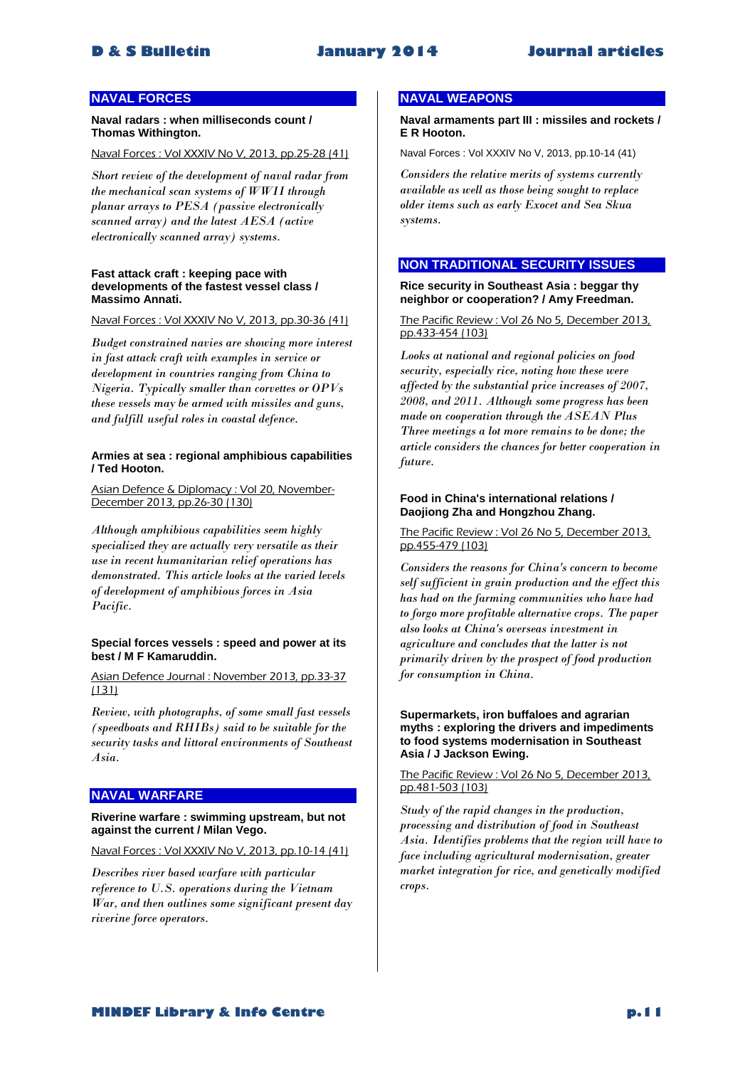## NAVAL FORCES

**Naval radars : when milliseconds count / Thomas Withington.**

Naval Forces : Vol XXXIV No V, 2013, pp.25-28 (41)

*Short review of the development of naval radar from the mechanical scan systems of WWII through planar arrays to PESA (passive electronically scanned array) and the latest AESA (active electronically scanned array) systems.*

**Fast attack craft : keeping pace with developments of the fastest vessel class / Massimo Annati.**

Naval Forces : Vol XXXIV No V, 2013, pp.30-36 (41)

*Budget constrained navies are showing more interest in fast attack craft with examples in service or development in countries ranging from China to Nigeria. Typically smaller than corvettes or OPVs these vessels may be armed with missiles and guns, and fulfill useful roles in coastal defence.*

**Armies at sea : regional amphibious capabilities / Ted Hooton.**

Asian Defence & Diplomacy : Vol 20, November-December 2013, pp.26-30 (130)

*Although amphibious capabilities seem highly specialized they are actually very versatile as their use in recent humanitarian relief operations has demonstrated. This article looks at the varied levels of development of amphibious forces in Asia Pacific.*

**Special forces vessels : speed and power at its best / M F Kamaruddin.**

Asian Defence Journal : November 2013, pp.33-37 (131)

*Review, with photographs, of some small fast vessels (speedboats and RHIBs) said to be suitable for the security tasks and littoral environments of Southeast Asia.*

## NAVAL WARFARE

**Riverine warfare : swimming upstream, but not against the current / Milan Vego.**

Naval Forces : Vol XXXIV No V, 2013, pp.10-14 (41)

*Describes river based warfare with particular reference to U.S. operations during the Vietnam War, and then outlines some significant present day riverine force operators.*

## NAVAL WEAPONS

**Naval armaments part III : missiles and rockets / E R Hooton.**

Naval Forces : Vol XXXIV No V, 2013, pp.10-14 (41)

*Considers the relative merits of systems currently available as well as those being sought to replace older items such as early Exocet and Sea Skua systems.*

## NON TRADITIONAL SECURITY ISSUES

**Rice security in Southeast Asia : beggar thy neighbor or cooperation? / Amy Freedman.**

The Pacific Review : Vol 26 No 5, December 2013, pp.433-454 (103)

*Looks at national and regional policies on food security, especially rice, noting how these were affected by the substantial price increases of 2007, 2008, and 2011. Although some progress has been made on cooperation through the ASEAN Plus Three meetings a lot more remains to be done; the article considers the chances for better cooperation in future.*

**Food in China's international relations / Daojiong Zha and Hongzhou Zhang.**

The Pacific Review : Vol 26 No 5, December 2013, pp.455-479 (103)

*Considers the reasons for China's concern to become self sufficient in grain production and the effect this has had on the farming communities who have had to forgo more profitable alternative crops. The paper also looks at China's overseas investment in agriculture and concludes that the latter is not primarily driven by the prospect of food production for consumption in China.*

**Supermarkets, iron buffaloes and agrarian myths : exploring the drivers and impediments to food systems modernisation in Southeast Asia / J Jackson Ewing.**

The Pacific Review : Vol 26 No 5, December 2013, pp.481-503 (103)

*Study of the rapid changes in the production, processing and distribution of food in Southeast Asia. Identifies problems that the region will have to face including agricultural modernisation, greater market integration for rice, and genetically modified crops.*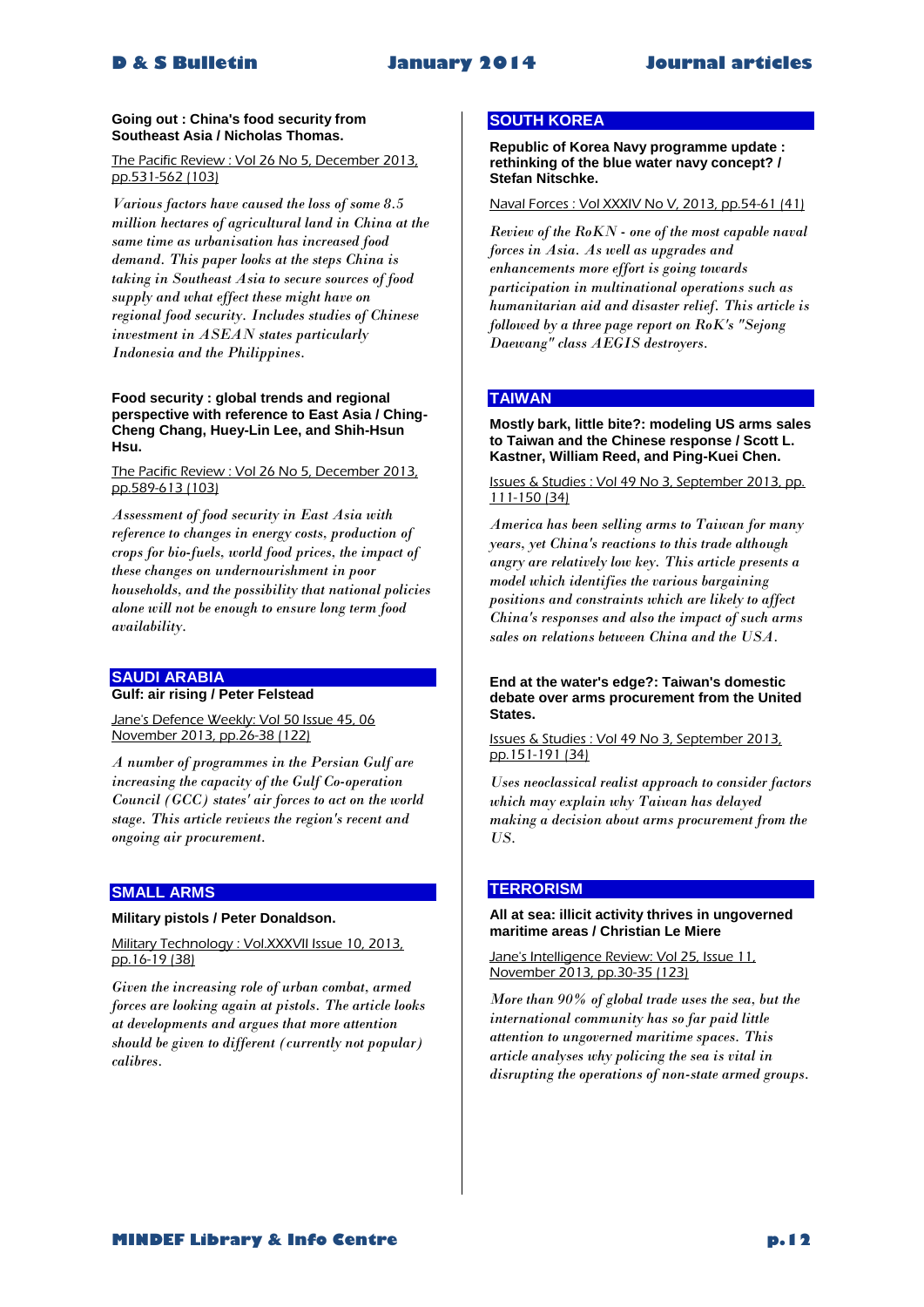**Going out : China's food security from Southeast Asia / Nicholas Thomas.**

The Pacific Review : Vol 26 No 5, December 2013, pp.531-562 (103)

*Various factors have caused the loss of some 8.5 million hectares of agricultural land in China at the same time as urbanisation has increased food demand. This paper looks at the steps China is taking in Southeast Asia to secure sources of food supply and what effect these might have on regional food security. Includes studies of Chinese investment in ASEAN states particularly Indonesia and the Philippines.*

**Food security : global trends and regional perspective with reference to East Asia / Ching-Cheng Chang, Huey-Lin Lee, and Shih-Hsun Hsu.**

The Pacific Review : Vol 26 No 5, December 2013, pp.589-613 (103)

*Assessment of food security in East Asia with reference to changes in energy costs, production of crops for bio-fuels, world food prices, the impact of these changes on undernourishment in poor households, and the possibility that national policies alone will not be enough to ensure long term food availability.*

## SAUDI ARABIA

**Gulf: air rising / Peter Felstead**

Jane's Defence Weekly: Vol 50 Issue 45, 06 November 2013, pp.26-38 (122)

*A number of programmes in the Persian Gulf are increasing the capacity of the Gulf Co-operation Council (GCC) states' air forces to act on the world stage. This article reviews the region's recent and ongoing air procurement.*

## SMALL ARMS

**Military pistols / Peter Donaldson.**

Military Technology : Vol.XXXVII Issue 10, 2013, pp.16-19 (38)

*Given the increasing role of urban combat, armed forces are looking again at pistols. The article looks at developments and argues that more attention should be given to different (currently not popular) calibres.*

## SOUTH KOREA

**Republic of Korea Navy programme update : rethinking of the blue water navy concept? / Stefan Nitschke.**

Naval Forces : Vol XXXIV No V, 2013, pp.54-61 (41)

*Review of the RoKN - one of the most capable naval forces in Asia. As well as upgrades and enhancements more effort is going towards participation in multinational operations such as humanitarian aid and disaster relief. This article is followed by a three page report on RoK's "Sejong Daewang" class AEGIS destroyers.*

## TAIWAN

**Mostly bark, little bite?: modeling US arms sales to Taiwan and the Chinese response / Scott L. Kastner, William Reed, and Ping-Kuei Chen.**

Issues & Studies : Vol 49 No 3, September 2013, pp. 111-150 (34)

*America has been selling arms to Taiwan for many years, yet China's reactions to this trade although angry are relatively low key. This article presents a model which identifies the various bargaining positions and constraints which are likely to affect China's responses and also the impact of such arms sales on relations between China and the USA.*

**End at the water's edge?: Taiwan's domestic debate over arms procurement from the United States.**

Issues & Studies : Vol 49 No 3, September 2013, pp.151-191 (34)

*Uses neoclassical realist approach to consider factors which may explain why Taiwan has delayed making a decision about arms procurement from the US.*

## TERRORISM

**All at sea: illicit activity thrives in ungoverned maritime areas / Christian Le Miere**

Jane's Intelligence Review: Vol 25, Issue 11, November 2013, pp.30-35 (123)

*More than 90% of global trade uses the sea, but the international community has so far paid little attention to ungoverned maritime spaces. This article analyses why policing the sea is vital in disrupting the operations of non-state armed groups.*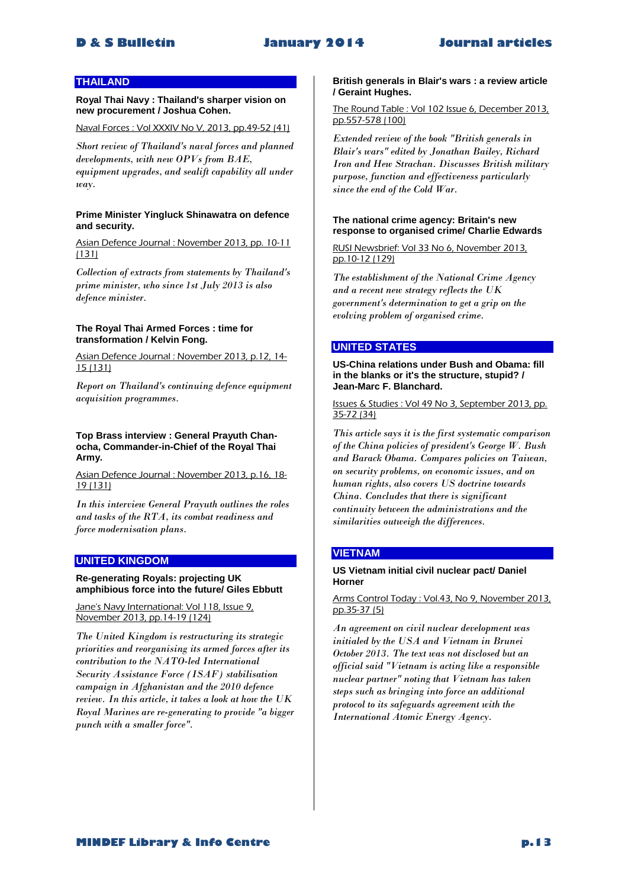## THAILAND

**Royal Thai Navy : Thailand's sharper vision on new procurement / Joshua Cohen.**

Naval Forces : Vol XXXIV No V, 2013, pp.49-52 (41)

*Short review of Thailand's naval forces and planned developments, with new OPVs from BAE, equipment upgrades, and sealift capability all under way.*

**Prime Minister Yingluck Shinawatra on defence and security.**

Asian Defence Journal : November 2013, pp. 10-11 (131)

*Collection of extracts from statements by Thailand's prime minister, who since 1st July 2013 is also defence minister.*

**The Royal Thai Armed Forces : time for transformation / Kelvin Fong.**

Asian Defence Journal : November 2013, p.12, 14-15 (131)

*Report on Thailand's continuing defence equipment acquisition programmes.*

**Top Brass interview : General Prayuth Chan-ocha, Commander-in-Chief of the Royal Thai Army.**

Asian Defence Journal : November 2013, p.16, 18-19 (131)

*In this interview General Prayuth outlines the roles and tasks of the RTA, its combat readiness and force modernisation plans.*

## UNITED KINGDOM

**Re-generating Royals: projecting UK amphibious force into the future/ Giles Ebbutt**

Jane's Navy International: Vol 118, Issue 9, November 2013, pp.14-19 (124)

*The United Kingdom is restructuring its strategic priorities and reorganising its armed forces after its contribution to the NATO-led International Security Assistance Force (ISAF) stabilisation campaign in Afghanistan and the 2010 defence review. In this article, it takes a look at how the UK Royal Marines are re-generating to provide "a bigger punch with a smaller force".*

**British generals in Blair's wars : a review article / Geraint Hughes.**

The Round Table : Vol 102 Issue 6, December 2013, pp.557-578 (100)

*Extended review of the book "British generals in Blair's wars" edited by Jonathan Bailey, Richard Iron and Hew Strachan. Discusses British military purpose, function and effectiveness particularly since the end of the Cold War.*

**The national crime agency: Britain's new response to organised crime/ Charlie Edwards**

RUSI Newsbrief: Vol 33 No 6, November 2013, pp.10-12 (129)

*The establishment of the National Crime Agency and a recent new strategy reflects the UK government's determination to get a grip on the evolving problem of organised crime.*

## UNITED STATES

**US-China relations under Bush and Obama: fill in the blanks or it's the structure, stupid? / Jean-Marc F. Blanchard.**

Issues & Studies : Vol 49 No 3, September 2013, pp. 35-72 (34)

*This article says it is the first systematic comparison of the China policies of president's George W. Bush and Barack Obama. Compares policies on Taiwan, on security problems, on economic issues, and on human rights, also covers US doctrine towards China. Concludes that there is significant continuity between the administrations and the similarities outweigh the differences.*

## VIETNAM

**US Vietnam initial civil nuclear pact/ Daniel Horner**

Arms Control Today : Vol.43, No 9, November 2013, pp.35-37 (5)

*An agreement on civil nuclear development was initialed by the USA and Vietnam in Brunei October 2013. The text was not disclosed but an official said "Vietnam is acting like a responsible nuclear partner" noting that Vietnam has taken steps such as bringing into force an additional protocol to its safeguards agreement with the International Atomic Energy Agency.*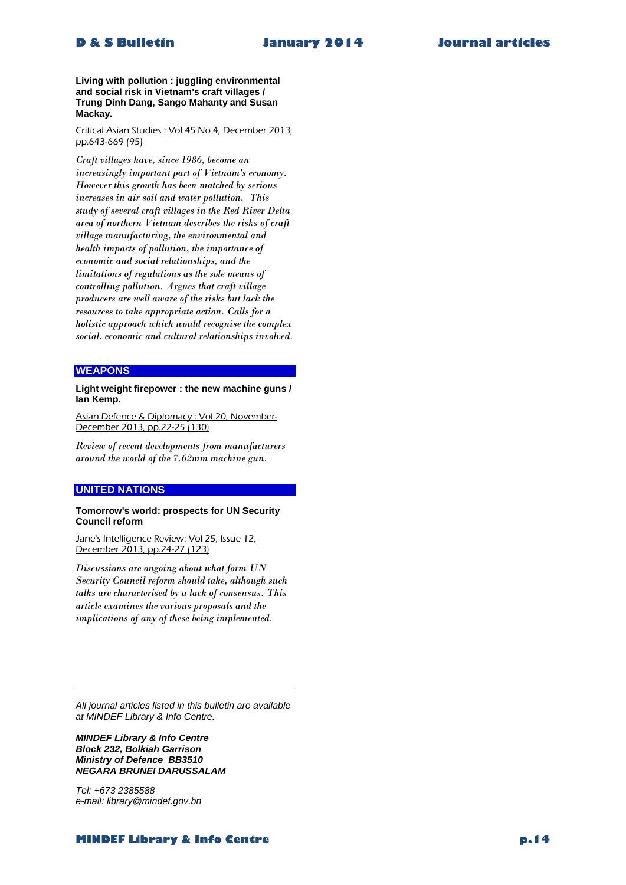**Living with pollution : juggling environmental and social risk in Vietnam's craft villages / Trung Dinh Dang, Sango Mahanty and Susan Mackay.**

Critical Asian Studies : Vol 45 No 4, December 2013, pp.643-669 (95)

*Craft villages have, since 1986, become an increasingly important part of Vietnam's economy. However this growth has been matched by serious increases in air soil and water pollution. This study of several craft villages in the Red River Delta area of northern Vietnam describes the risks of craft village manufacturing, the environmental and health impacts of pollution, the importance of economic and social relationships, and the limitations of regulations as the sole means of controlling pollution. Argues that craft village producers are well aware of the risks but lack the resources to take appropriate action. Calls for a holistic approach which would recognise the complex social, economic and cultural relationships involved.*

## WEAPONS

**Light weight firepower : the new machine guns / Ian Kemp.**

Asian Defence & Diplomacy : Vol 20, November-December 2013, pp.22-25 (130)

*Review of recent developments from manufacturers around the world of the 7.62mm machine gun.*

## UNITED NATIONS

**Tomorrow's world: prospects for UN Security Council reform**

Jane's Intelligence Review: Vol 25, Issue 12, December 2013, pp.24-27 (123)

*Discussions are ongoing about what form UN Security Council reform should take, although such talks are characterised by a lack of consensus. This article examines the various proposals and the implications of any of these being implemented.*

---

*All journal articles listed in this bulletin are available at MINDEF Library & Info Centre.*

***MINDEF Library & Info Centre***
***Block 232, Bolkiah Garrison***
***Ministry of Defence BB3510***
***NEGARA BRUNEI DARUSSALAM***

*Tel: +673 2385588*
*e-mail: library@mindef.gov.bn*